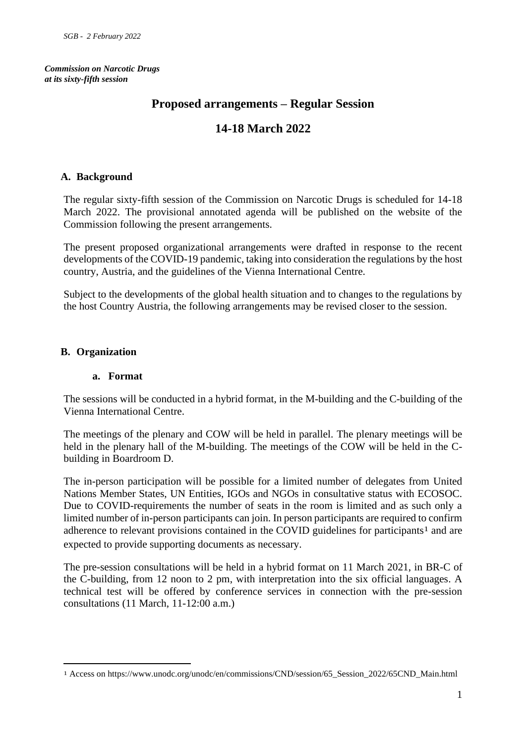*SGB - 2 February 2022*

***Commission on Narcotic Drugs at its sixty-fifth session***

# Proposed arrangements – Regular Session

# 14-18 March 2022

## A. Background

The regular sixty-fifth session of the Commission on Narcotic Drugs is scheduled for 14-18 March 2022. The provisional annotated agenda will be published on the website of the Commission following the present arrangements.

The present proposed organizational arrangements were drafted in response to the recent developments of the COVID-19 pandemic, taking into consideration the regulations by the host country, Austria, and the guidelines of the Vienna International Centre.

Subject to the developments of the global health situation and to changes to the regulations by the host Country Austria, the following arrangements may be revised closer to the session.

## B. Organization

### a. Format

The sessions will be conducted in a hybrid format, in the M-building and the C-building of the Vienna International Centre.

The meetings of the plenary and COW will be held in parallel. The plenary meetings will be held in the plenary hall of the M-building. The meetings of the COW will be held in the C-building in Boardroom D.

The in-person participation will be possible for a limited number of delegates from United Nations Member States, UN Entities, IGOs and NGOs in consultative status with ECOSOC. Due to COVID-requirements the number of seats in the room is limited and as such only a limited number of in-person participants can join. In person participants are required to confirm adherence to relevant provisions contained in the COVID guidelines for participants[1] and are expected to provide supporting documents as necessary.

The pre-session consultations will be held in a hybrid format on 11 March 2021, in BR-C of the C-building, from 12 noon to 2 pm, with interpretation into the six official languages. A technical test will be offered by conference services in connection with the pre-session consultations (11 March, 11-12:00 a.m.)

[1] Access on https://www.unodc.org/unodc/en/commissions/CND/session/65_Session_2022/65CND_Main.html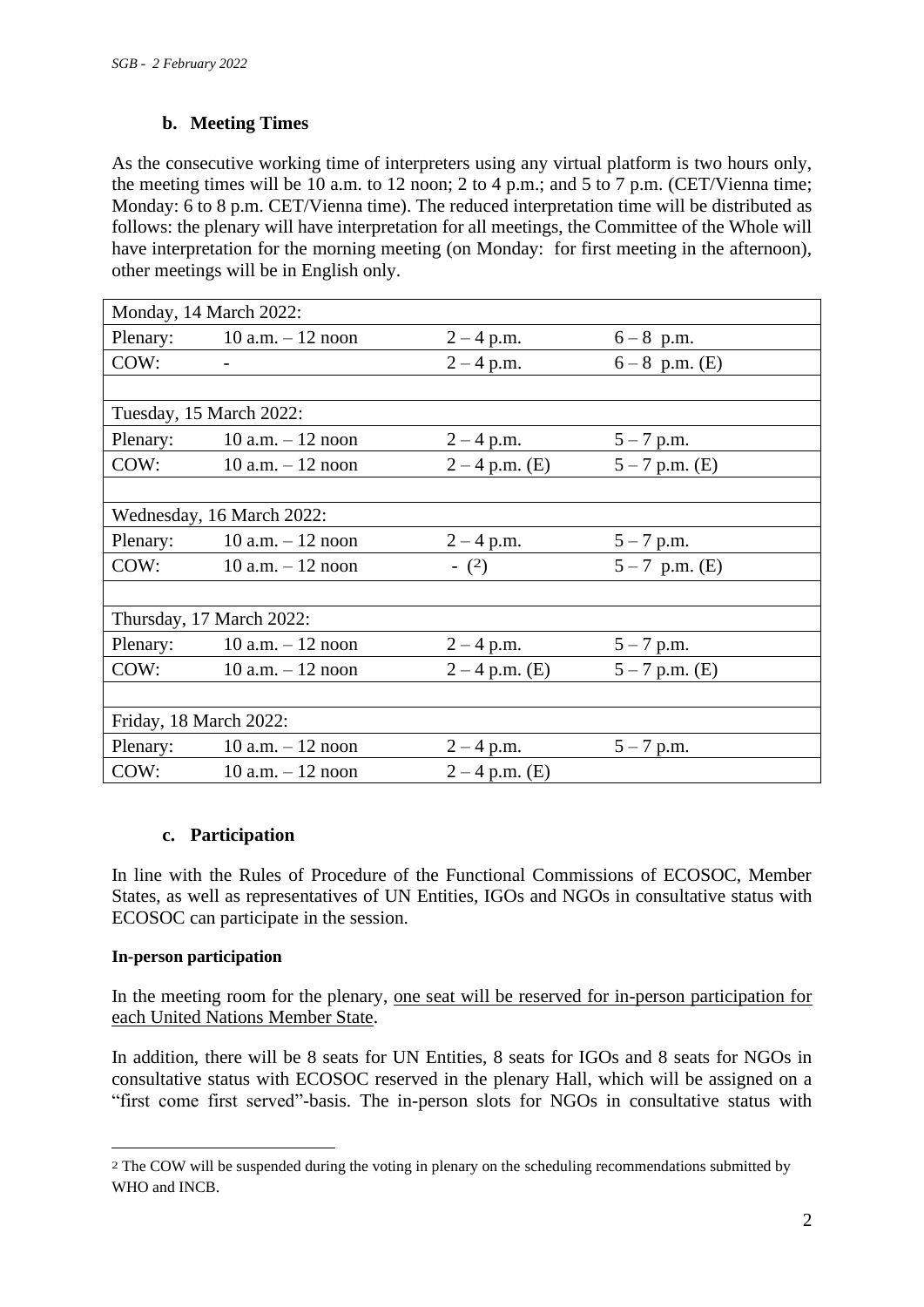### b. Meeting Times

As the consecutive working time of interpreters using any virtual platform is two hours only, the meeting times will be 10 a.m. to 12 noon; 2 to 4 p.m.; and 5 to 7 p.m. (CET/Vienna time; Monday: 6 to 8 p.m. CET/Vienna time). The reduced interpretation time will be distributed as follows: the plenary will have interpretation for all meetings, the Committee of the Whole will have interpretation for the morning meeting (on Monday: for first meeting in the afternoon), other meetings will be in English only.

| Monday, 14 March 2022: | | | |
|---|---|---|---|
| Plenary: | 10 a.m. – 12 noon | 2 – 4 p.m. | 6 – 8 p.m. |
| COW: | - | 2 – 4 p.m. | 6 – 8 p.m. (E) |
| | | | |
| Tuesday, 15 March 2022: | | | |
| Plenary: | 10 a.m. – 12 noon | 2 – 4 p.m. | 5 – 7 p.m. |
| COW: | 10 a.m. – 12 noon | 2 – 4 p.m. (E) | 5 – 7 p.m. (E) |
| | | | |
| Wednesday, 16 March 2022: | | | |
| Plenary: | 10 a.m. – 12 noon | 2 – 4 p.m. | 5 – 7 p.m. |
| COW: | 10 a.m. – 12 noon | - ([2]) | 5 – 7 p.m. (E) |
| | | | |
| Thursday, 17 March 2022: | | | |
| Plenary: | 10 a.m. – 12 noon | 2 – 4 p.m. | 5 – 7 p.m. |
| COW: | 10 a.m. – 12 noon | 2 – 4 p.m. (E) | 5 – 7 p.m. (E) |
| | | | |
| Friday, 18 March 2022: | | | |
| Plenary: | 10 a.m. – 12 noon | 2 – 4 p.m. | 5 – 7 p.m. |
| COW: | 10 a.m. – 12 noon | 2 – 4 p.m. (E) | |

### c. Participation

In line with the Rules of Procedure of the Functional Commissions of ECOSOC, Member States, as well as representatives of UN Entities, IGOs and NGOs in consultative status with ECOSOC can participate in the session.

**In-person participation**

In the meeting room for the plenary, one seat will be reserved for in-person participation for each United Nations Member State.

In addition, there will be 8 seats for UN Entities, 8 seats for IGOs and 8 seats for NGOs in consultative status with ECOSOC reserved in the plenary Hall, which will be assigned on a "first come first served"-basis. The in-person slots for NGOs in consultative status with

[2] The COW will be suspended during the voting in plenary on the scheduling recommendations submitted by WHO and INCB.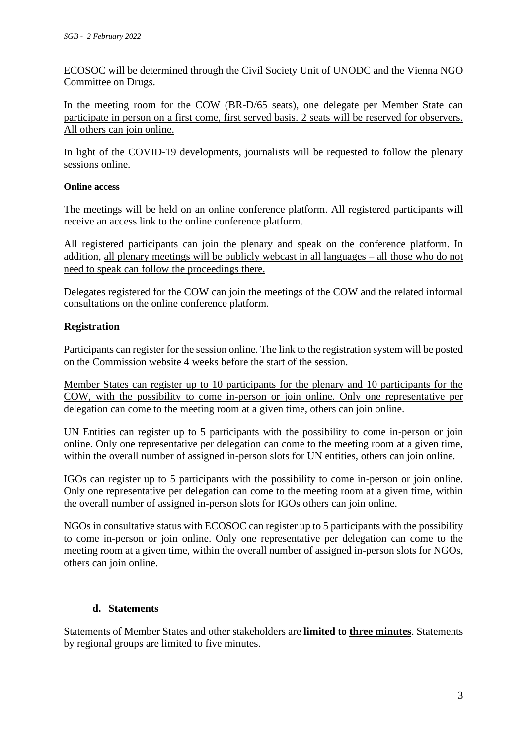ECOSOC will be determined through the Civil Society Unit of UNODC and the Vienna NGO Committee on Drugs.

In the meeting room for the COW (BR-D/65 seats), <u>one delegate per Member State can participate in person on a first come, first served basis. 2 seats will be reserved for observers. All others can join online.</u>

In light of the COVID-19 developments, journalists will be requested to follow the plenary sessions online.

**Online access**

The meetings will be held on an online conference platform. All registered participants will receive an access link to the online conference platform.

All registered participants can join the plenary and speak on the conference platform. In addition, <u>all plenary meetings will be publicly webcast in all languages – all those who do not need to speak can follow the proceedings there.</u>

Delegates registered for the COW can join the meetings of the COW and the related informal consultations on the online conference platform.

**Registration**

Participants can register for the session online. The link to the registration system will be posted on the Commission website 4 weeks before the start of the session.

<u>Member States can register up to 10 participants for the plenary and 10 participants for the COW, with the possibility to come in-person or join online. Only one representative per delegation can come to the meeting room at a given time, others can join online.</u>

UN Entities can register up to 5 participants with the possibility to come in-person or join online. Only one representative per delegation can come to the meeting room at a given time, within the overall number of assigned in-person slots for UN entities, others can join online.

IGOs can register up to 5 participants with the possibility to come in-person or join online. Only one representative per delegation can come to the meeting room at a given time, within the overall number of assigned in-person slots for IGOs others can join online.

NGOs in consultative status with ECOSOC can register up to 5 participants with the possibility to come in-person or join online. Only one representative per delegation can come to the meeting room at a given time, within the overall number of assigned in-person slots for NGOs, others can join online.

### d. Statements

Statements of Member States and other stakeholders are **limited to <u>three minutes</u>**. Statements by regional groups are limited to five minutes.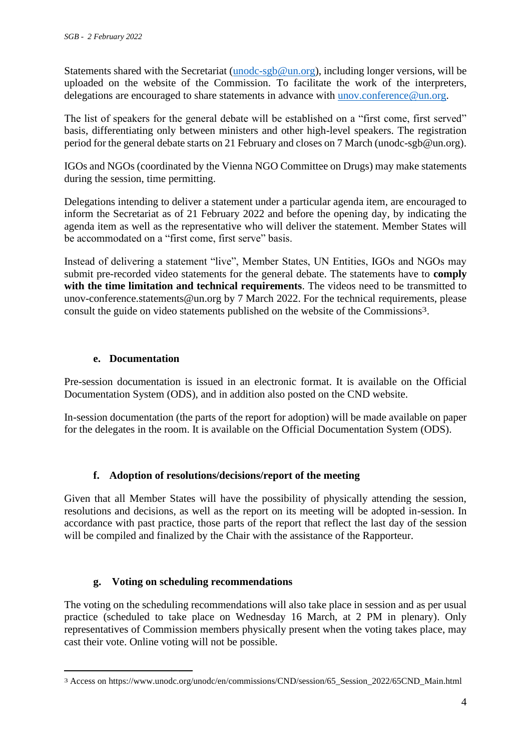Statements shared with the Secretariat (unodc-sgb@un.org), including longer versions, will be uploaded on the website of the Commission. To facilitate the work of the interpreters, delegations are encouraged to share statements in advance with unov.conference@un.org.

The list of speakers for the general debate will be established on a "first come, first served" basis, differentiating only between ministers and other high-level speakers. The registration period for the general debate starts on 21 February and closes on 7 March (unodc-sgb@un.org).

IGOs and NGOs (coordinated by the Vienna NGO Committee on Drugs) may make statements during the session, time permitting.

Delegations intending to deliver a statement under a particular agenda item, are encouraged to inform the Secretariat as of 21 February 2022 and before the opening day, by indicating the agenda item as well as the representative who will deliver the statement. Member States will be accommodated on a "first come, first serve" basis.

Instead of delivering a statement "live", Member States, UN Entities, IGOs and NGOs may submit pre-recorded video statements for the general debate. The statements have to **comply with the time limitation and technical requirements**. The videos need to be transmitted to unov-conference.statements@un.org by 7 March 2022. For the technical requirements, please consult the guide on video statements published on the website of the Commissions[3].

### e. Documentation

Pre-session documentation is issued in an electronic format. It is available on the Official Documentation System (ODS), and in addition also posted on the CND website.

In-session documentation (the parts of the report for adoption) will be made available on paper for the delegates in the room. It is available on the Official Documentation System (ODS).

### f. Adoption of resolutions/decisions/report of the meeting

Given that all Member States will have the possibility of physically attending the session, resolutions and decisions, as well as the report on its meeting will be adopted in-session. In accordance with past practice, those parts of the report that reflect the last day of the session will be compiled and finalized by the Chair with the assistance of the Rapporteur.

### g. Voting on scheduling recommendations

The voting on the scheduling recommendations will also take place in session and as per usual practice (scheduled to take place on Wednesday 16 March, at 2 PM in plenary). Only representatives of Commission members physically present when the voting takes place, may cast their vote. Online voting will not be possible.

---

[3] Access on https://www.unodc.org/unodc/en/commissions/CND/session/65_Session_2022/65CND_Main.html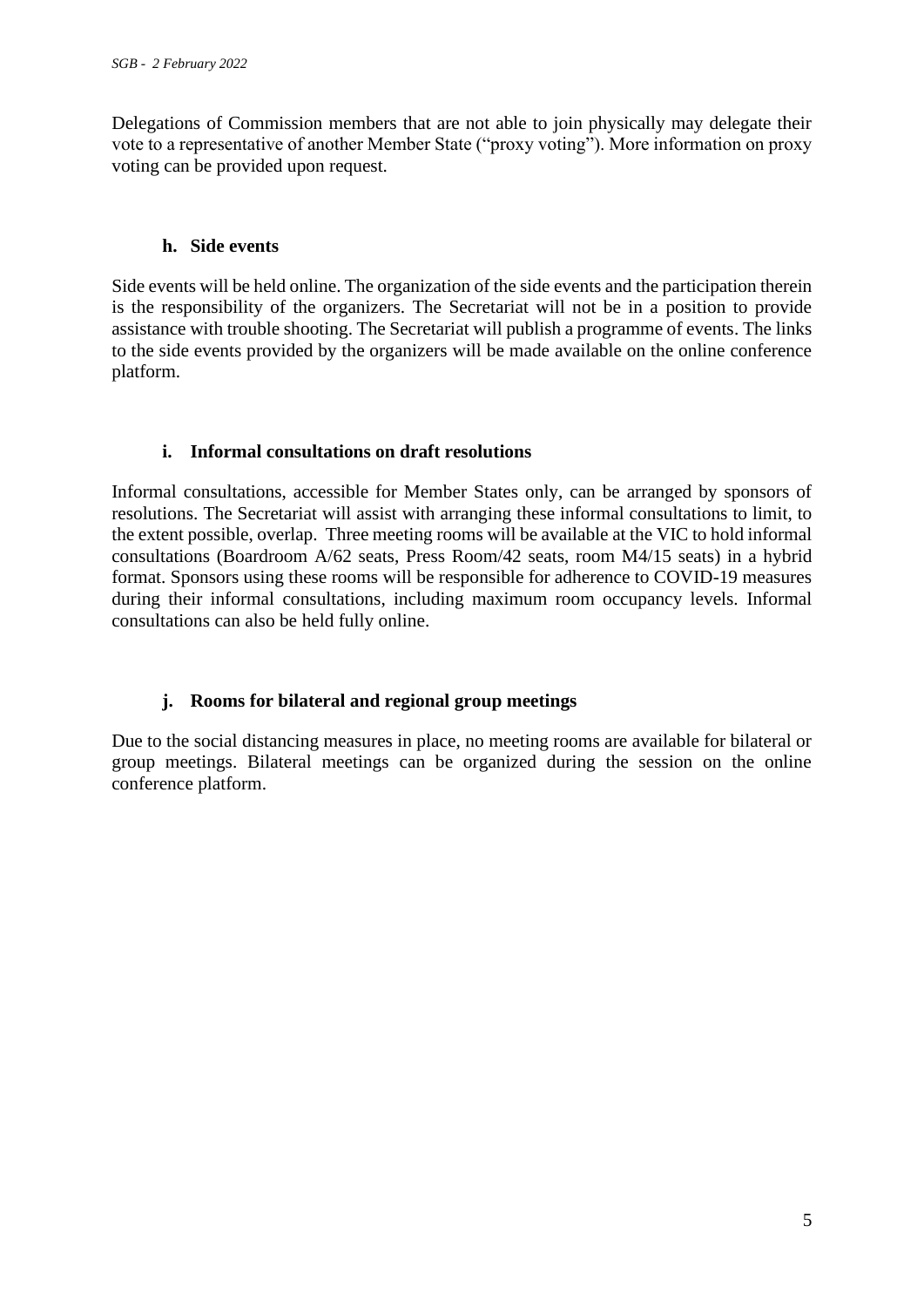Delegations of Commission members that are not able to join physically may delegate their vote to a representative of another Member State ("proxy voting"). More information on proxy voting can be provided upon request.

### h. Side events

Side events will be held online. The organization of the side events and the participation therein is the responsibility of the organizers. The Secretariat will not be in a position to provide assistance with trouble shooting. The Secretariat will publish a programme of events. The links to the side events provided by the organizers will be made available on the online conference platform.

### i. Informal consultations on draft resolutions

Informal consultations, accessible for Member States only, can be arranged by sponsors of resolutions. The Secretariat will assist with arranging these informal consultations to limit, to the extent possible, overlap. Three meeting rooms will be available at the VIC to hold informal consultations (Boardroom A/62 seats, Press Room/42 seats, room M4/15 seats) in a hybrid format. Sponsors using these rooms will be responsible for adherence to COVID-19 measures during their informal consultations, including maximum room occupancy levels. Informal consultations can also be held fully online.

### j. Rooms for bilateral and regional group meetings

Due to the social distancing measures in place, no meeting rooms are available for bilateral or group meetings. Bilateral meetings can be organized during the session on the online conference platform.